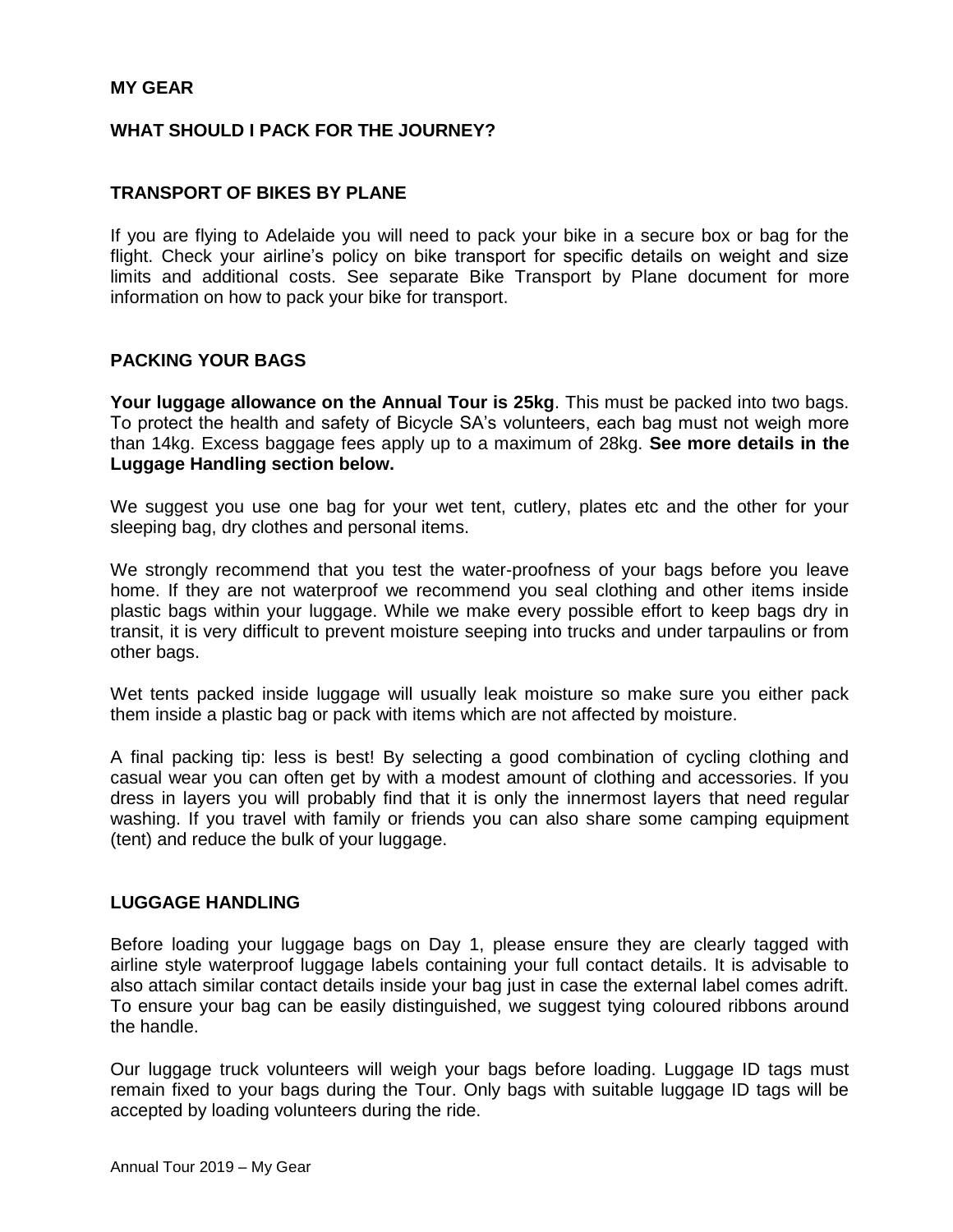# MY GEAR

## WHAT SHOULD I PACK FOR THE JOURNEY?

### TRANSPORT OF BIKES BY PLANE

If you are flying to Adelaide you will need to pack your bike in a secure box or bag for the flight. Check your airline's policy on bike transport for specific details on weight and size limits and additional costs. See separate Bike Transport by Plane document for more information on how to pack your bike for transport.

### PACKING YOUR BAGS

**Your luggage allowance on the Annual Tour is 25kg**. This must be packed into two bags. To protect the health and safety of Bicycle SA's volunteers, each bag must not weigh more than 14kg. Excess baggage fees apply up to a maximum of 28kg. **See more details in the Luggage Handling section below.**

We suggest you use one bag for your wet tent, cutlery, plates etc and the other for your sleeping bag, dry clothes and personal items.

We strongly recommend that you test the water-proofness of your bags before you leave home. If they are not waterproof we recommend you seal clothing and other items inside plastic bags within your luggage. While we make every possible effort to keep bags dry in transit, it is very difficult to prevent moisture seeping into trucks and under tarpaulins or from other bags.

Wet tents packed inside luggage will usually leak moisture so make sure you either pack them inside a plastic bag or pack with items which are not affected by moisture.

A final packing tip: less is best! By selecting a good combination of cycling clothing and casual wear you can often get by with a modest amount of clothing and accessories. If you dress in layers you will probably find that it is only the innermost layers that need regular washing. If you travel with family or friends you can also share some camping equipment (tent) and reduce the bulk of your luggage.

### LUGGAGE HANDLING

Before loading your luggage bags on Day 1, please ensure they are clearly tagged with airline style waterproof luggage labels containing your full contact details. It is advisable to also attach similar contact details inside your bag just in case the external label comes adrift. To ensure your bag can be easily distinguished, we suggest tying coloured ribbons around the handle.

Our luggage truck volunteers will weigh your bags before loading. Luggage ID tags must remain fixed to your bags during the Tour. Only bags with suitable luggage ID tags will be accepted by loading volunteers during the ride.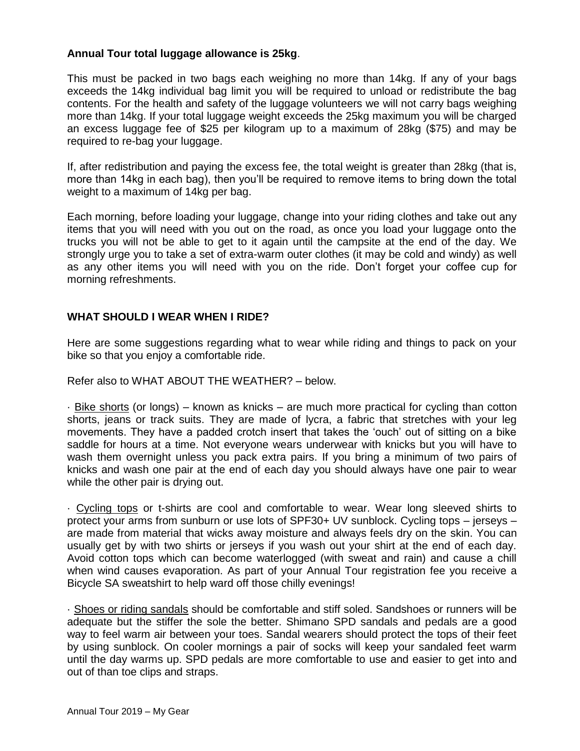**Annual Tour total luggage allowance is 25kg**.

This must be packed in two bags each weighing no more than 14kg. If any of your bags exceeds the 14kg individual bag limit you will be required to unload or redistribute the bag contents. For the health and safety of the luggage volunteers we will not carry bags weighing more than 14kg. If your total luggage weight exceeds the 25kg maximum you will be charged an excess luggage fee of $25 per kilogram up to a maximum of 28kg ($75) and may be required to re-bag your luggage.

If, after redistribution and paying the excess fee, the total weight is greater than 28kg (that is, more than 14kg in each bag), then you'll be required to remove items to bring down the total weight to a maximum of 14kg per bag.

Each morning, before loading your luggage, change into your riding clothes and take out any items that you will need with you out on the road, as once you load your luggage onto the trucks you will not be able to get to it again until the campsite at the end of the day. We strongly urge you to take a set of extra-warm outer clothes (it may be cold and windy) as well as any other items you will need with you on the ride. Don't forget your coffee cup for morning refreshments.

## WHAT SHOULD I WEAR WHEN I RIDE?

Here are some suggestions regarding what to wear while riding and things to pack on your bike so that you enjoy a comfortable ride.

Refer also to WHAT ABOUT THE WEATHER? – below.

· Bike shorts (or longs) – known as knicks – are much more practical for cycling than cotton shorts, jeans or track suits. They are made of lycra, a fabric that stretches with your leg movements. They have a padded crotch insert that takes the 'ouch' out of sitting on a bike saddle for hours at a time. Not everyone wears underwear with knicks but you will have to wash them overnight unless you pack extra pairs. If you bring a minimum of two pairs of knicks and wash one pair at the end of each day you should always have one pair to wear while the other pair is drying out.

· Cycling tops or t-shirts are cool and comfortable to wear. Wear long sleeved shirts to protect your arms from sunburn or use lots of SPF30+ UV sunblock. Cycling tops – jerseys – are made from material that wicks away moisture and always feels dry on the skin. You can usually get by with two shirts or jerseys if you wash out your shirt at the end of each day. Avoid cotton tops which can become waterlogged (with sweat and rain) and cause a chill when wind causes evaporation. As part of your Annual Tour registration fee you receive a Bicycle SA sweatshirt to help ward off those chilly evenings!

· Shoes or riding sandals should be comfortable and stiff soled. Sandshoes or runners will be adequate but the stiffer the sole the better. Shimano SPD sandals and pedals are a good way to feel warm air between your toes. Sandal wearers should protect the tops of their feet by using sunblock. On cooler mornings a pair of socks will keep your sandaled feet warm until the day warms up. SPD pedals are more comfortable to use and easier to get into and out of than toe clips and straps.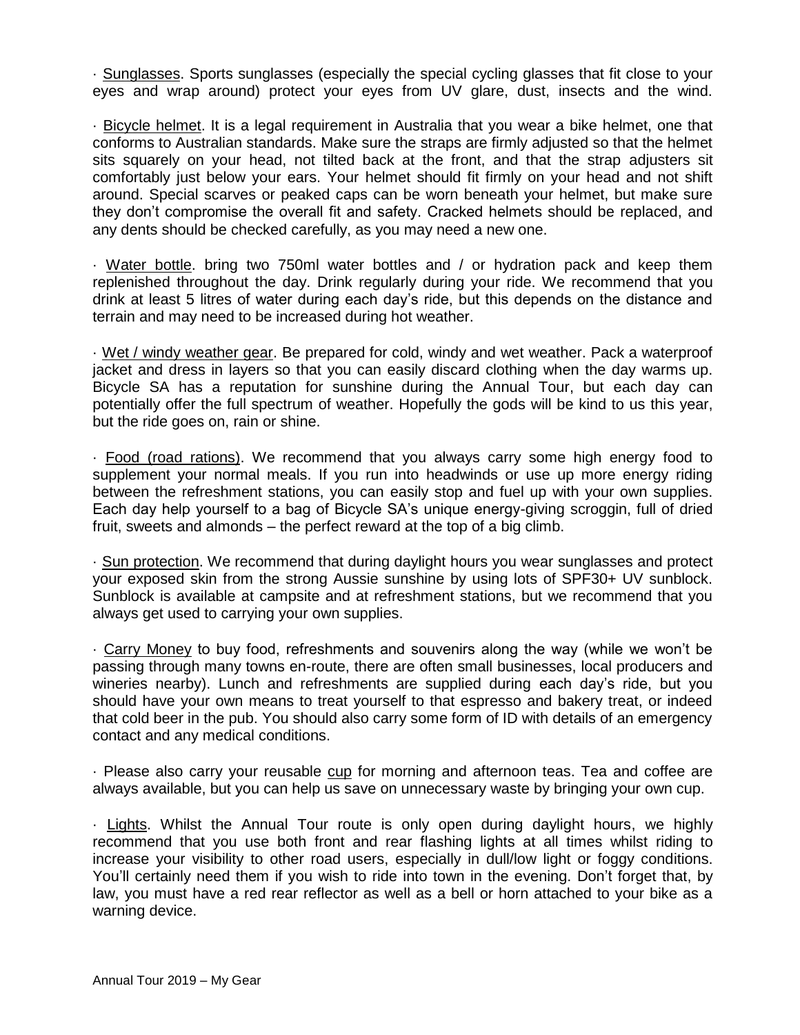· Sunglasses. Sports sunglasses (especially the special cycling glasses that fit close to your eyes and wrap around) protect your eyes from UV glare, dust, insects and the wind.

· Bicycle helmet. It is a legal requirement in Australia that you wear a bike helmet, one that conforms to Australian standards. Make sure the straps are firmly adjusted so that the helmet sits squarely on your head, not tilted back at the front, and that the strap adjusters sit comfortably just below your ears. Your helmet should fit firmly on your head and not shift around. Special scarves or peaked caps can be worn beneath your helmet, but make sure they don't compromise the overall fit and safety. Cracked helmets should be replaced, and any dents should be checked carefully, as you may need a new one.

· Water bottle. bring two 750ml water bottles and / or hydration pack and keep them replenished throughout the day. Drink regularly during your ride. We recommend that you drink at least 5 litres of water during each day's ride, but this depends on the distance and terrain and may need to be increased during hot weather.

· Wet / windy weather gear. Be prepared for cold, windy and wet weather. Pack a waterproof jacket and dress in layers so that you can easily discard clothing when the day warms up. Bicycle SA has a reputation for sunshine during the Annual Tour, but each day can potentially offer the full spectrum of weather. Hopefully the gods will be kind to us this year, but the ride goes on, rain or shine.

· Food (road rations). We recommend that you always carry some high energy food to supplement your normal meals. If you run into headwinds or use up more energy riding between the refreshment stations, you can easily stop and fuel up with your own supplies. Each day help yourself to a bag of Bicycle SA's unique energy-giving scroggin, full of dried fruit, sweets and almonds – the perfect reward at the top of a big climb.

· Sun protection. We recommend that during daylight hours you wear sunglasses and protect your exposed skin from the strong Aussie sunshine by using lots of SPF30+ UV sunblock. Sunblock is available at campsite and at refreshment stations, but we recommend that you always get used to carrying your own supplies.

· Carry Money to buy food, refreshments and souvenirs along the way (while we won't be passing through many towns en-route, there are often small businesses, local producers and wineries nearby). Lunch and refreshments are supplied during each day's ride, but you should have your own means to treat yourself to that espresso and bakery treat, or indeed that cold beer in the pub. You should also carry some form of ID with details of an emergency contact and any medical conditions.

· Please also carry your reusable cup for morning and afternoon teas. Tea and coffee are always available, but you can help us save on unnecessary waste by bringing your own cup.

· Lights. Whilst the Annual Tour route is only open during daylight hours, we highly recommend that you use both front and rear flashing lights at all times whilst riding to increase your visibility to other road users, especially in dull/low light or foggy conditions. You'll certainly need them if you wish to ride into town in the evening. Don't forget that, by law, you must have a red rear reflector as well as a bell or horn attached to your bike as a warning device.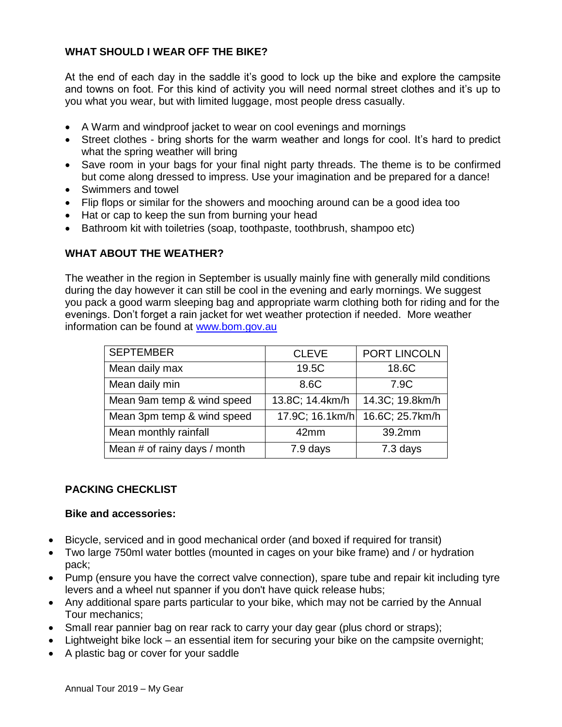## WHAT SHOULD I WEAR OFF THE BIKE?

At the end of each day in the saddle it's good to lock up the bike and explore the campsite and towns on foot. For this kind of activity you will need normal street clothes and it's up to you what you wear, but with limited luggage, most people dress casually.

- A Warm and windproof jacket to wear on cool evenings and mornings
- Street clothes - bring shorts for the warm weather and longs for cool. It's hard to predict what the spring weather will bring
- Save room in your bags for your final night party threads. The theme is to be confirmed but come along dressed to impress. Use your imagination and be prepared for a dance!
- Swimmers and towel
- Flip flops or similar for the showers and mooching around can be a good idea too
- Hat or cap to keep the sun from burning your head
- Bathroom kit with toiletries (soap, toothpaste, toothbrush, shampoo etc)

## WHAT ABOUT THE WEATHER?

The weather in the region in September is usually mainly fine with generally mild conditions during the day however it can still be cool in the evening and early mornings. We suggest you pack a good warm sleeping bag and appropriate warm clothing both for riding and for the evenings. Don't forget a rain jacket for wet weather protection if needed. More weather information can be found at www.bom.gov.au

| SEPTEMBER | CLEVE | PORT LINCOLN |
|---|---|---|
| Mean daily max | 19.5C | 18.6C |
| Mean daily min | 8.6C | 7.9C |
| Mean 9am temp & wind speed | 13.8C; 14.4km/h | 14.3C; 19.8km/h |
| Mean 3pm temp & wind speed | 17.9C; 16.1km/h | 16.6C; 25.7km/h |
| Mean monthly rainfall | 42mm | 39.2mm |
| Mean # of rainy days / month | 7.9 days | 7.3 days |

## PACKING CHECKLIST

### Bike and accessories:

- Bicycle, serviced and in good mechanical order (and boxed if required for transit)
- Two large 750ml water bottles (mounted in cages on your bike frame) and / or hydration pack;
- Pump (ensure you have the correct valve connection), spare tube and repair kit including tyre levers and a wheel nut spanner if you don't have quick release hubs;
- Any additional spare parts particular to your bike, which may not be carried by the Annual Tour mechanics;
- Small rear pannier bag on rear rack to carry your day gear (plus chord or straps);
- Lightweight bike lock – an essential item for securing your bike on the campsite overnight;
- A plastic bag or cover for your saddle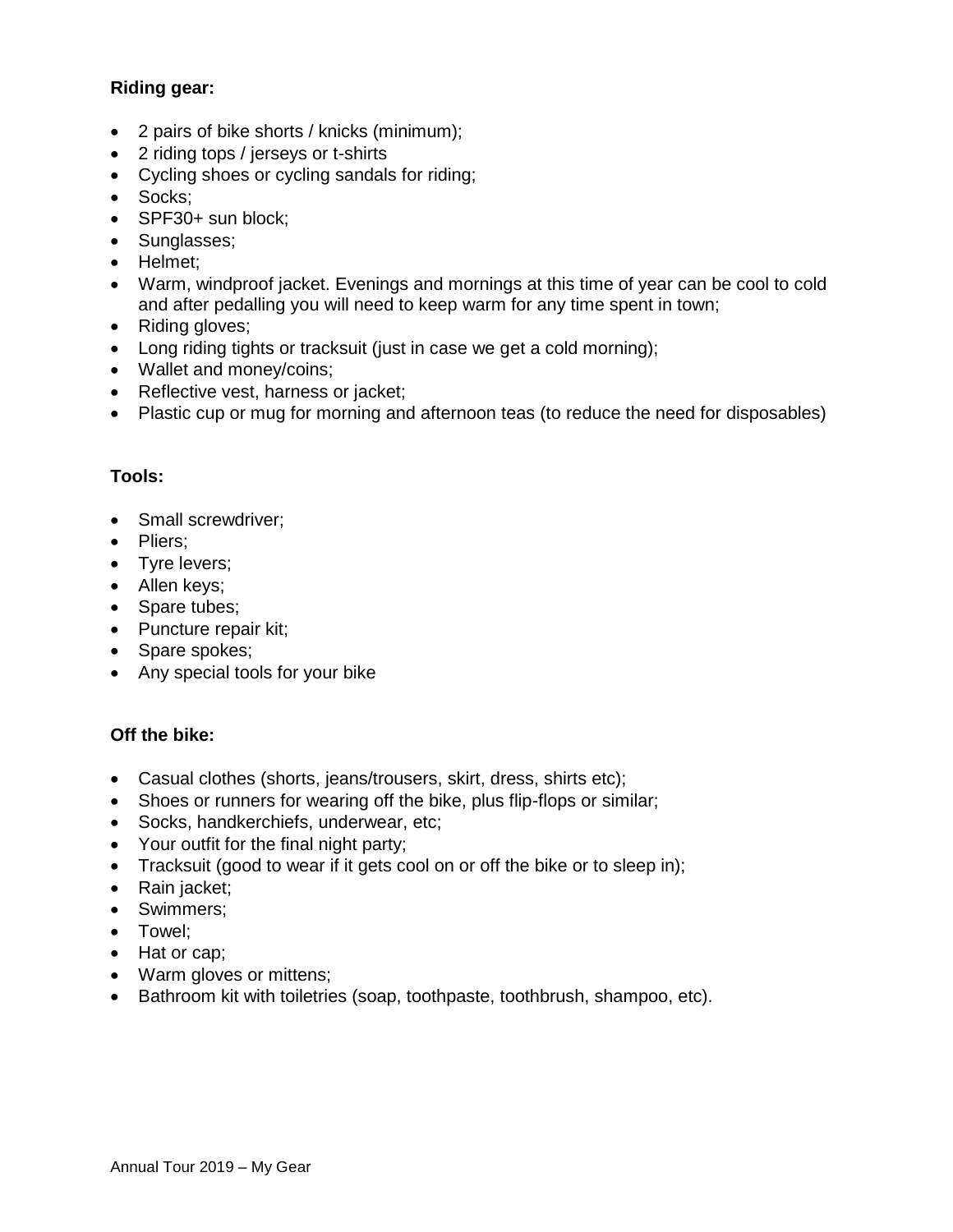**Riding gear:**

- 2 pairs of bike shorts / knicks (minimum);
- 2 riding tops / jerseys or t-shirts
- Cycling shoes or cycling sandals for riding;
- Socks;
- SPF30+ sun block;
- Sunglasses;
- Helmet;
- Warm, windproof jacket. Evenings and mornings at this time of year can be cool to cold and after pedalling you will need to keep warm for any time spent in town;
- Riding gloves;
- Long riding tights or tracksuit (just in case we get a cold morning);
- Wallet and money/coins;
- Reflective vest, harness or jacket;
- Plastic cup or mug for morning and afternoon teas (to reduce the need for disposables)

**Tools:**

- Small screwdriver;
- Pliers;
- Tyre levers;
- Allen keys;
- Spare tubes;
- Puncture repair kit;
- Spare spokes;
- Any special tools for your bike

**Off the bike:**

- Casual clothes (shorts, jeans/trousers, skirt, dress, shirts etc);
- Shoes or runners for wearing off the bike, plus flip-flops or similar;
- Socks, handkerchiefs, underwear, etc;
- Your outfit for the final night party;
- Tracksuit (good to wear if it gets cool on or off the bike or to sleep in);
- Rain jacket;
- Swimmers;
- Towel;
- Hat or cap;
- Warm gloves or mittens;
- Bathroom kit with toiletries (soap, toothpaste, toothbrush, shampoo, etc).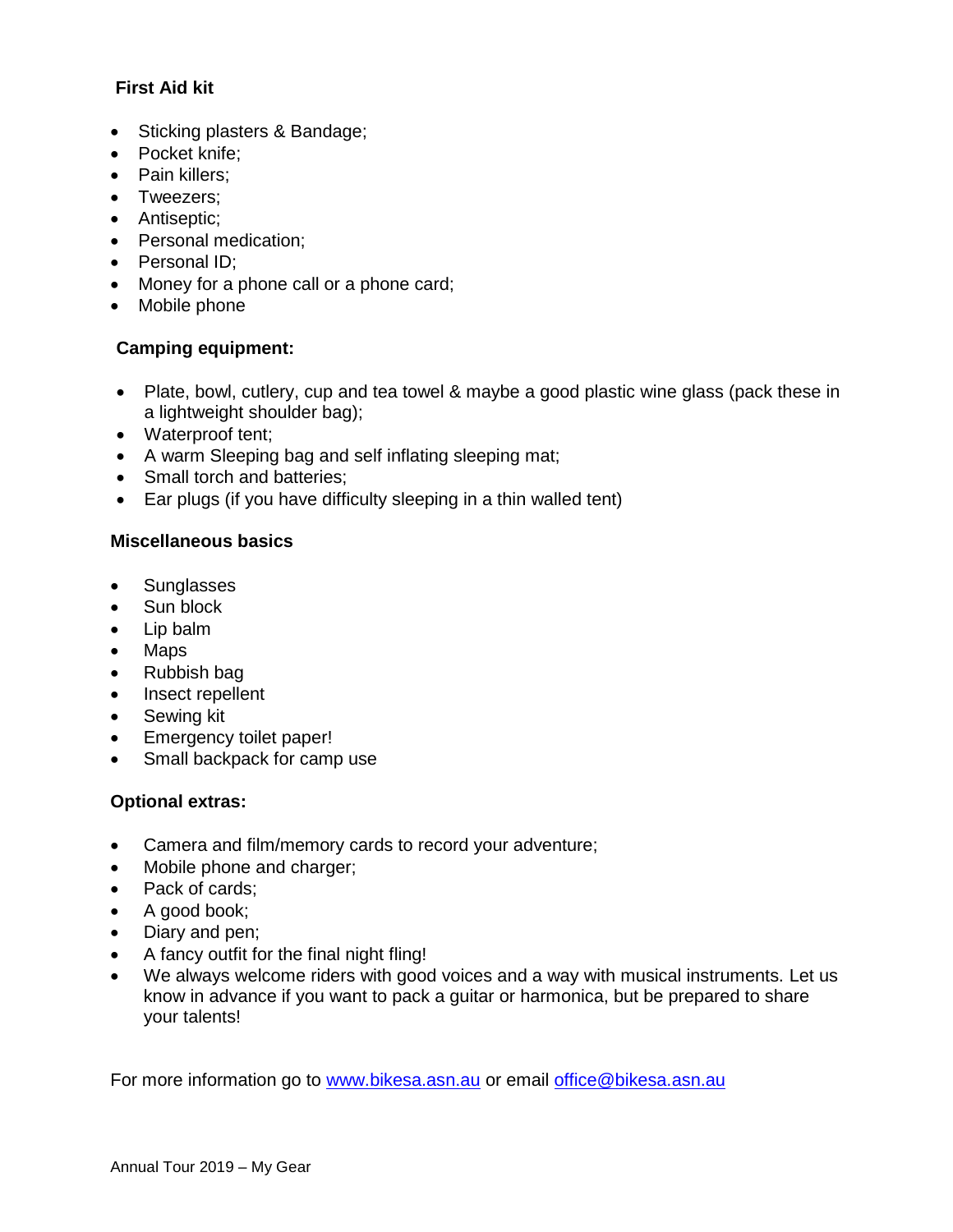**First Aid kit**

- Sticking plasters & Bandage;
- Pocket knife;
- Pain killers;
- Tweezers;
- Antiseptic;
- Personal medication;
- Personal ID;
- Money for a phone call or a phone card;
- Mobile phone

**Camping equipment:**

- Plate, bowl, cutlery, cup and tea towel & maybe a good plastic wine glass (pack these in a lightweight shoulder bag);
- Waterproof tent;
- A warm Sleeping bag and self inflating sleeping mat;
- Small torch and batteries;
- Ear plugs (if you have difficulty sleeping in a thin walled tent)

**Miscellaneous basics**

- Sunglasses
- Sun block
- Lip balm
- Maps
- Rubbish bag
- Insect repellent
- Sewing kit
- Emergency toilet paper!
- Small backpack for camp use

**Optional extras:**

- Camera and film/memory cards to record your adventure;
- Mobile phone and charger;
- Pack of cards;
- A good book;
- Diary and pen;
- A fancy outfit for the final night fling!
- We always welcome riders with good voices and a way with musical instruments. Let us know in advance if you want to pack a guitar or harmonica, but be prepared to share your talents!

For more information go to www.bikesa.asn.au or email office@bikesa.asn.au